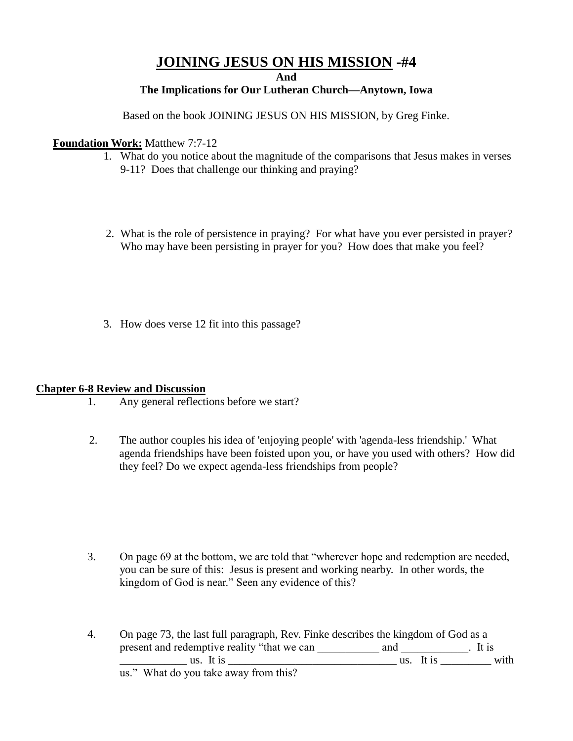# <u>JOINING JESUS ON HIS MISSION</u> -#4

**And**

**The Implications for Our Lutheran Church—Anytown, Iowa**

Based on the book JOINING JESUS ON HIS MISSION, by Greg Finke.

**<u>Foundation Work:</u>** Matthew 7:7-12

1. What do you notice about the magnitude of the comparisons that Jesus makes in verses 9-11? Does that challenge our thinking and praying?

2. What is the role of persistence in praying? For what have you ever persisted in prayer? Who may have been persisting in prayer for you? How does that make you feel?

3. How does verse 12 fit into this passage?

**<u>Chapter 6-8 Review and Discussion</u>**

1. Any general reflections before we start?

2. The author couples his idea of 'enjoying people' with 'agenda-less friendship.' What agenda friendships have been foisted upon you, or have you used with others? How did they feel? Do we expect agenda-less friendships from people?

3. On page 69 at the bottom, we are told that "wherever hope and redemption are needed, you can be sure of this: Jesus is present and working nearby. In other words, the kingdom of God is near." Seen any evidence of this?

4. On page 73, the last full paragraph, Rev. Finke describes the kingdom of God as a present and redemptive reality "that we can ___________ and ____________. It is ____________ us. It is ______________________________ us. It is _________ with us." What do you take away from this?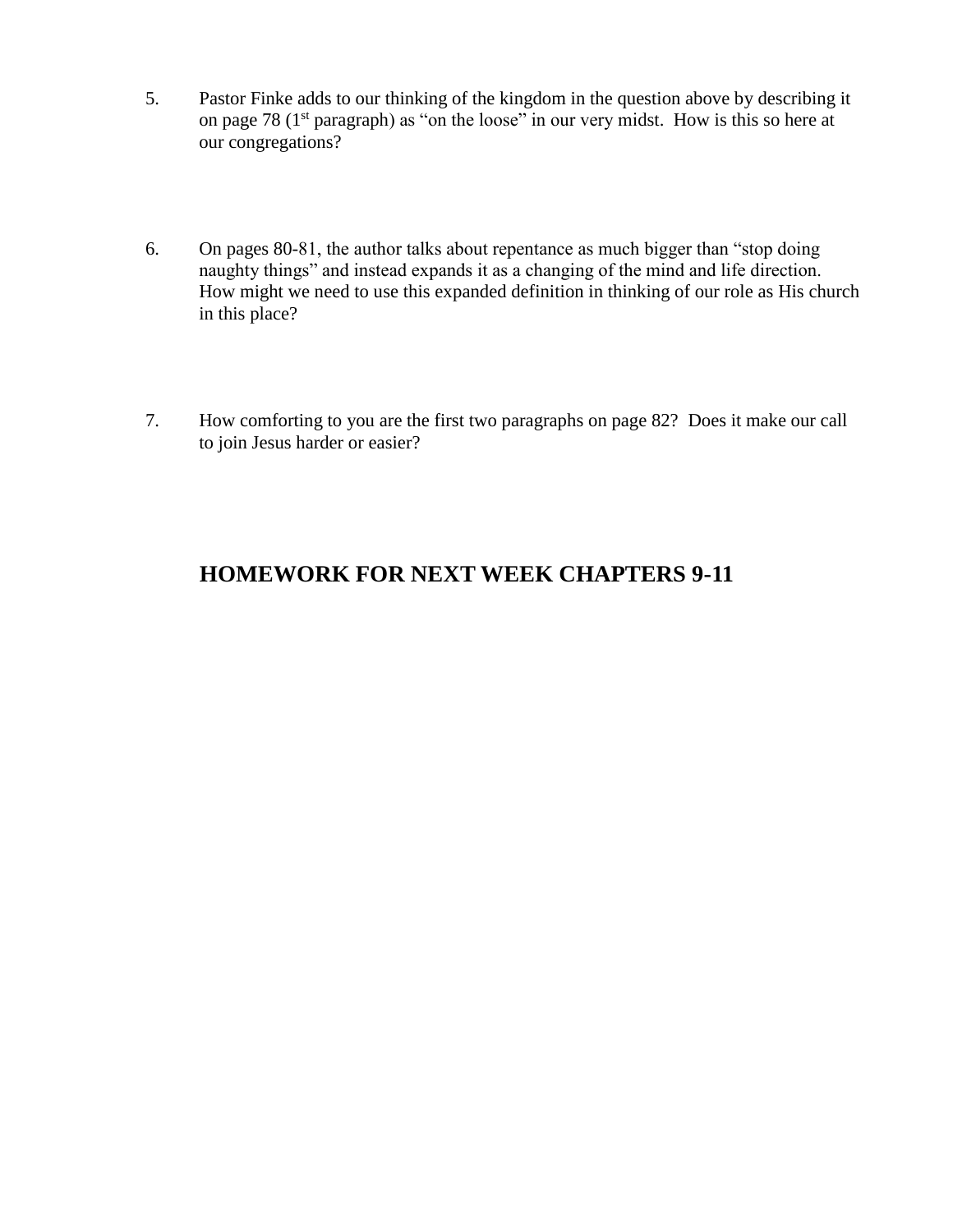5. Pastor Finke adds to our thinking of the kingdom in the question above by describing it on page 78 (1st paragraph) as "on the loose" in our very midst. How is this so here at our congregations?

6. On pages 80-81, the author talks about repentance as much bigger than "stop doing naughty things" and instead expands it as a changing of the mind and life direction. How might we need to use this expanded definition in thinking of our role as His church in this place?

7. How comforting to you are the first two paragraphs on page 82? Does it make our call to join Jesus harder or easier?

## HOMEWORK FOR NEXT WEEK CHAPTERS 9-11